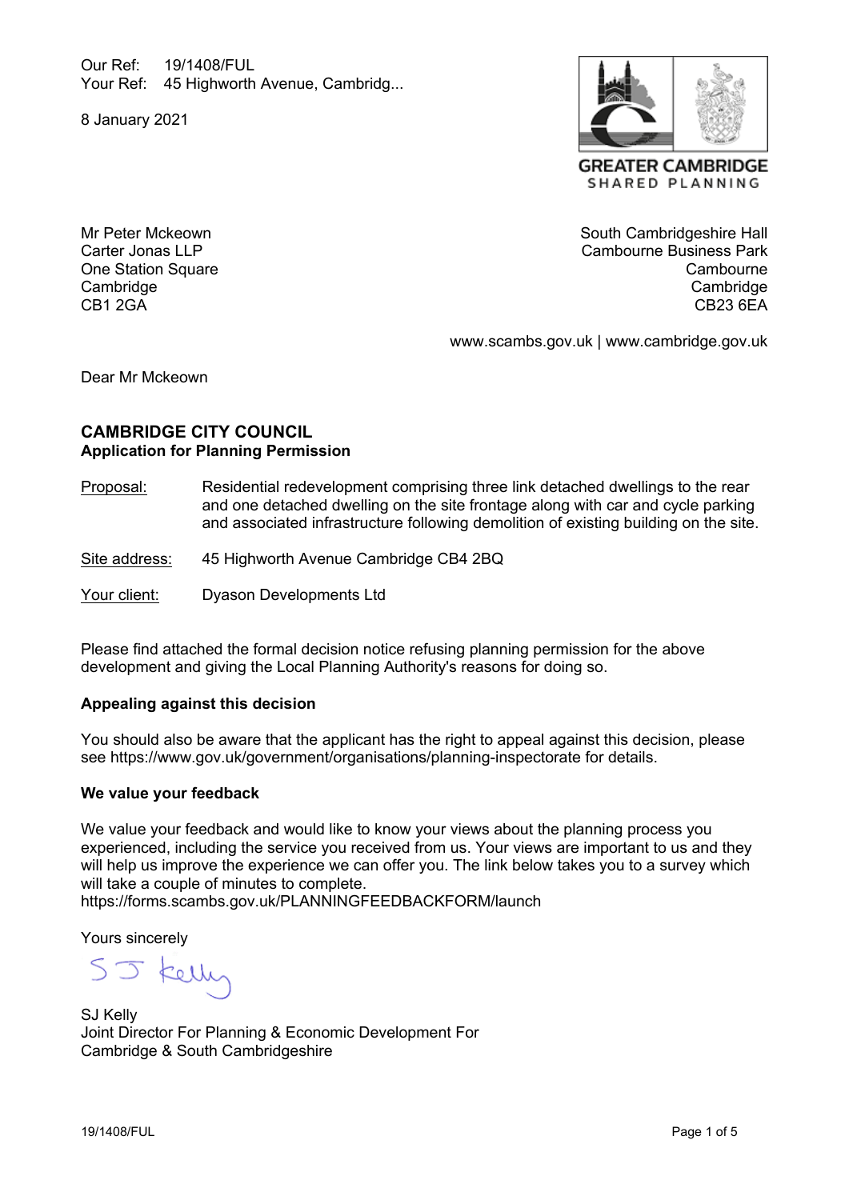Our Ref: 19/1408/FUL
Your Ref: 45 Highworth Avenue, Cambridg...

8 January 2021

GREATER CAMBRIDGE
SHARED PLANNING

Mr Peter Mckeown
Carter Jonas LLP
One Station Square
Cambridge
CB1 2GA

South Cambridgeshire Hall
Cambourne Business Park
Cambourne
Cambridge
CB23 6EA

www.scambs.gov.uk | www.cambridge.gov.uk

Dear Mr Mckeown

**CAMBRIDGE CITY COUNCIL**
**Application for Planning Permission**

| | |
|---|---|
| Proposal: | Residential redevelopment comprising three link detached dwellings to the rear and one detached dwelling on the site frontage along with car and cycle parking and associated infrastructure following demolition of existing building on the site. |
| Site address: | 45 Highworth Avenue Cambridge CB4 2BQ |
| Your client: | Dyason Developments Ltd |

Please find attached the formal decision notice refusing planning permission for the above development and giving the Local Planning Authority's reasons for doing so.

**Appealing against this decision**

You should also be aware that the applicant has the right to appeal against this decision, please see https://www.gov.uk/government/organisations/planning-inspectorate for details.

**We value your feedback**

We value your feedback and would like to know your views about the planning process you experienced, including the service you received from us. Your views are important to us and they will help us improve the experience we can offer you. The link below takes you to a survey which will take a couple of minutes to complete.
https://forms.scambs.gov.uk/PLANNINGFEEDBACKFORM/launch

Yours sincerely

SJ Kelly

SJ Kelly
Joint Director For Planning & Economic Development For
Cambridge & South Cambridgeshire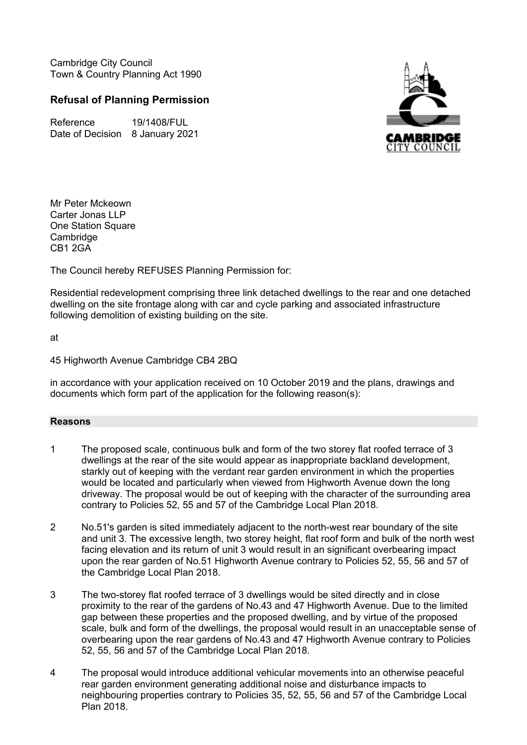Cambridge City Council
Town & Country Planning Act 1990

## Refusal of Planning Permission

Reference 19/1408/FUL
Date of Decision 8 January 2021

Mr Peter Mckeown
Carter Jonas LLP
One Station Square
Cambridge
CB1 2GA

The Council hereby REFUSES Planning Permission for:

Residential redevelopment comprising three link detached dwellings to the rear and one detached dwelling on the site frontage along with car and cycle parking and associated infrastructure following demolition of existing building on the site.

at

45 Highworth Avenue Cambridge CB4 2BQ

in accordance with your application received on 10 October 2019 and the plans, drawings and documents which form part of the application for the following reason(s):

**Reasons**

1 The proposed scale, continuous bulk and form of the two storey flat roofed terrace of 3 dwellings at the rear of the site would appear as inappropriate backland development, starkly out of keeping with the verdant rear garden environment in which the properties would be located and particularly when viewed from Highworth Avenue down the long driveway. The proposal would be out of keeping with the character of the surrounding area contrary to Policies 52, 55 and 57 of the Cambridge Local Plan 2018.

2 No.51's garden is sited immediately adjacent to the north-west rear boundary of the site and unit 3. The excessive length, two storey height, flat roof form and bulk of the north west facing elevation and its return of unit 3 would result in an significant overbearing impact upon the rear garden of No.51 Highworth Avenue contrary to Policies 52, 55, 56 and 57 of the Cambridge Local Plan 2018.

3 The two-storey flat roofed terrace of 3 dwellings would be sited directly and in close proximity to the rear of the gardens of No.43 and 47 Highworth Avenue. Due to the limited gap between these properties and the proposed dwelling, and by virtue of the proposed scale, bulk and form of the dwellings, the proposal would result in an unacceptable sense of overbearing upon the rear gardens of No.43 and 47 Highworth Avenue contrary to Policies 52, 55, 56 and 57 of the Cambridge Local Plan 2018.

4 The proposal would introduce additional vehicular movements into an otherwise peaceful rear garden environment generating additional noise and disturbance impacts to neighbouring properties contrary to Policies 35, 52, 55, 56 and 57 of the Cambridge Local Plan 2018.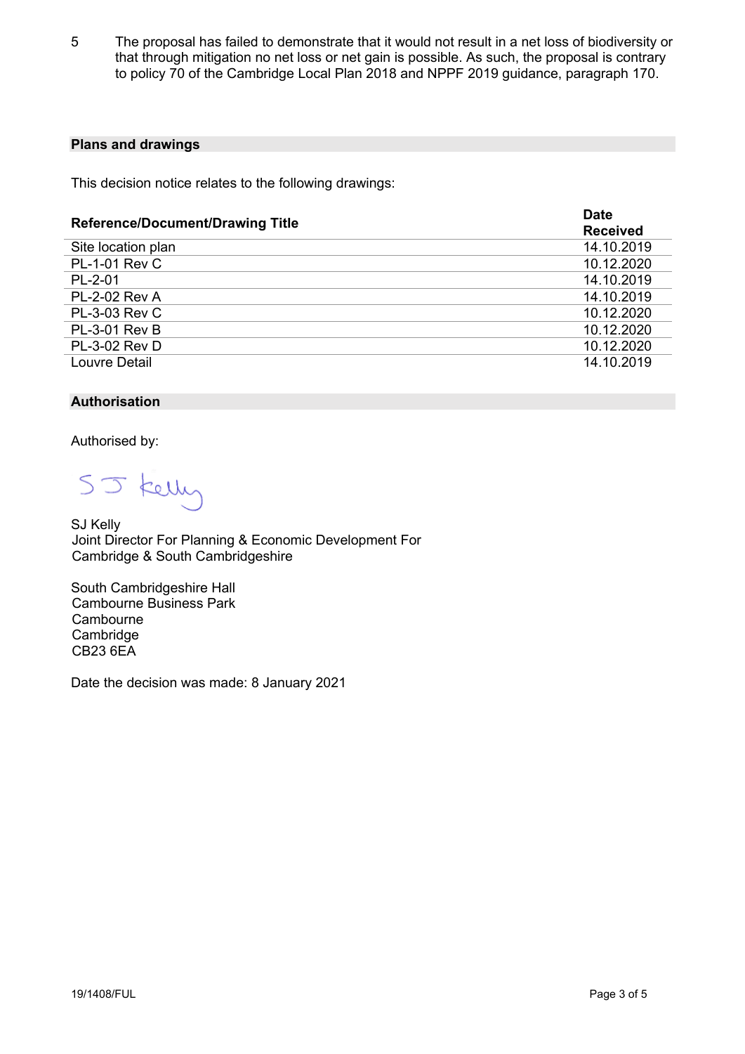5 The proposal has failed to demonstrate that it would not result in a net loss of biodiversity or that through mitigation no net loss or net gain is possible. As such, the proposal is contrary to policy 70 of the Cambridge Local Plan 2018 and NPPF 2019 guidance, paragraph 170.

## Plans and drawings

This decision notice relates to the following drawings:

| Reference/Document/Drawing Title | Date Received |
|---|---|
| Site location plan | 14.10.2019 |
| PL-1-01 Rev C | 10.12.2020 |
| PL-2-01 | 14.10.2019 |
| PL-2-02 Rev A | 14.10.2019 |
| PL-3-03 Rev C | 10.12.2020 |
| PL-3-01 Rev B | 10.12.2020 |
| PL-3-02 Rev D | 10.12.2020 |
| Louvre Detail | 14.10.2019 |

## Authorisation

Authorised by:

SJ Kelly

SJ Kelly
Joint Director For Planning & Economic Development For Cambridge & South Cambridgeshire

South Cambridgeshire Hall
Cambourne Business Park
Cambourne
Cambridge
CB23 6EA

Date the decision was made: 8 January 2021

19/1408/FUL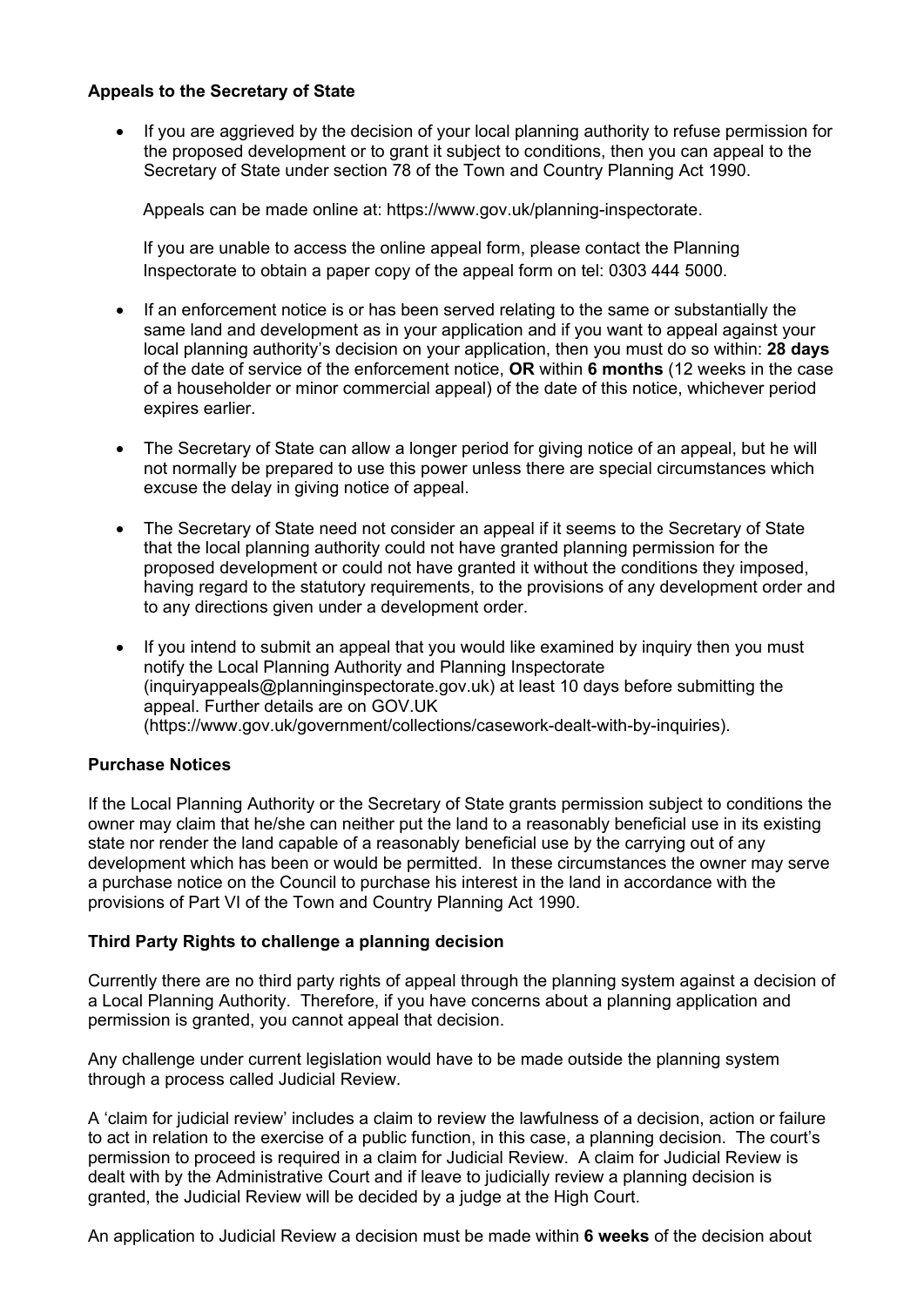**Appeals to the Secretary of State**

- If you are aggrieved by the decision of your local planning authority to refuse permission for the proposed development or to grant it subject to conditions, then you can appeal to the Secretary of State under section 78 of the Town and Country Planning Act 1990.

  Appeals can be made online at: https://www.gov.uk/planning-inspectorate.

  If you are unable to access the online appeal form, please contact the Planning Inspectorate to obtain a paper copy of the appeal form on tel: 0303 444 5000.

- If an enforcement notice is or has been served relating to the same or substantially the same land and development as in your application and if you want to appeal against your local planning authority's decision on your application, then you must do so within: **28 days** of the date of service of the enforcement notice, **OR** within **6 months** (12 weeks in the case of a householder or minor commercial appeal) of the date of this notice, whichever period expires earlier.

- The Secretary of State can allow a longer period for giving notice of an appeal, but he will not normally be prepared to use this power unless there are special circumstances which excuse the delay in giving notice of appeal.

- The Secretary of State need not consider an appeal if it seems to the Secretary of State that the local planning authority could not have granted planning permission for the proposed development or could not have granted it without the conditions they imposed, having regard to the statutory requirements, to the provisions of any development order and to any directions given under a development order.

- If you intend to submit an appeal that you would like examined by inquiry then you must notify the Local Planning Authority and Planning Inspectorate (inquiryappeals@planninginspectorate.gov.uk) at least 10 days before submitting the appeal. Further details are on GOV.UK (https://www.gov.uk/government/collections/casework-dealt-with-by-inquiries).

**Purchase Notices**

If the Local Planning Authority or the Secretary of State grants permission subject to conditions the owner may claim that he/she can neither put the land to a reasonably beneficial use in its existing state nor render the land capable of a reasonably beneficial use by the carrying out of any development which has been or would be permitted. In these circumstances the owner may serve a purchase notice on the Council to purchase his interest in the land in accordance with the provisions of Part VI of the Town and Country Planning Act 1990.

**Third Party Rights to challenge a planning decision**

Currently there are no third party rights of appeal through the planning system against a decision of a Local Planning Authority. Therefore, if you have concerns about a planning application and permission is granted, you cannot appeal that decision.

Any challenge under current legislation would have to be made outside the planning system through a process called Judicial Review.

A 'claim for judicial review' includes a claim to review the lawfulness of a decision, action or failure to act in relation to the exercise of a public function, in this case, a planning decision. The court's permission to proceed is required in a claim for Judicial Review. A claim for Judicial Review is dealt with by the Administrative Court and if leave to judicially review a planning decision is granted, the Judicial Review will be decided by a judge at the High Court.

An application to Judicial Review a decision must be made within **6 weeks** of the decision about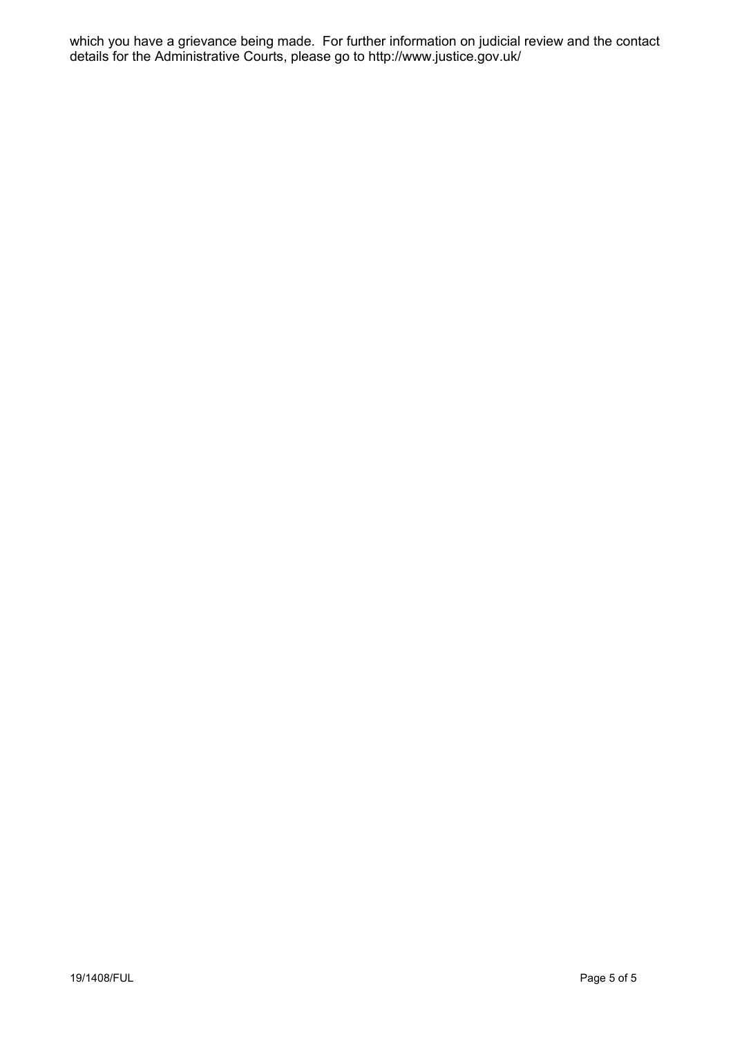which you have a grievance being made. For further information on judicial review and the contact details for the Administrative Courts, please go to http://www.justice.gov.uk/